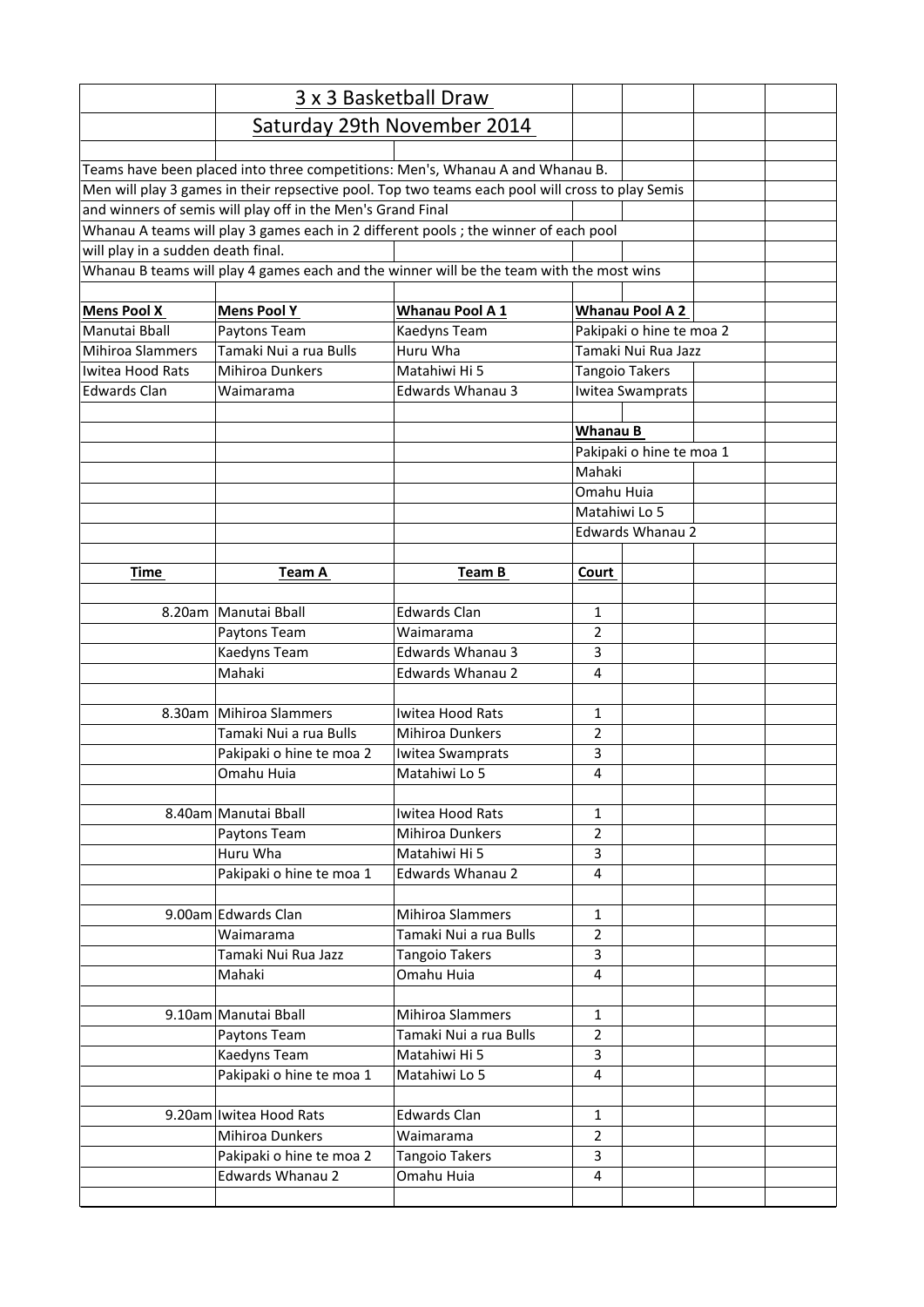# 3 x 3 Basketball Draw

## Saturday 29th November 2014

Teams have been placed into three competitions: Men's, Whanau A and Whanau B.

Men will play 3 games in their repsective pool. Top two teams each pool will cross to play Semis and winners of semis will play off in the Men's Grand Final

Whanau A teams will play 3 games each in 2 different pools ; the winner of each pool will play in a sudden death final.

Whanau B teams will play 4 games each and the winner will be the team with the most wins

| **Mens Pool X** | **Mens Pool Y** | **Whanau Pool A 1** | **Whanau Pool A 2** |
|---|---|---|---|
| Manutai Bball | Paytons Team | Kaedyns Team | Pakipaki o hine te moa 2 |
| Mihiroa Slammers | Tamaki Nui a rua Bulls | Huru Wha | Tamaki Nui Rua Jazz |
| Iwitea Hood Rats | Mihiroa Dunkers | Matahiwi Hi 5 | Tangoio Takers |
| Edwards Clan | Waimarama | Edwards Whanau 3 | Iwitea Swamprats |

| **Whanau B** |
|---|
| Pakipaki o hine te moa 1 |
| Mahaki |
| Omahu Huia |
| Matahiwi Lo 5 |
| Edwards Whanau 2 |

| **Time** | **Team A** | **Team B** | **Court** |
|---|---|---|---|
| 8.20am | Manutai Bball | Edwards Clan | 1 |
| | Paytons Team | Waimarama | 2 |
| | Kaedyns Team | Edwards Whanau 3 | 3 |
| | Mahaki | Edwards Whanau 2 | 4 |
| | | | |
| 8.30am | Mihiroa Slammers | Iwitea Hood Rats | 1 |
| | Tamaki Nui a rua Bulls | Mihiroa Dunkers | 2 |
| | Pakipaki o hine te moa 2 | Iwitea Swamprats | 3 |
| | Omahu Huia | Matahiwi Lo 5 | 4 |
| | | | |
| 8.40am | Manutai Bball | Iwitea Hood Rats | 1 |
| | Paytons Team | Mihiroa Dunkers | 2 |
| | Huru Wha | Matahiwi Hi 5 | 3 |
| | Pakipaki o hine te moa 1 | Edwards Whanau 2 | 4 |
| | | | |
| 9.00am | Edwards Clan | Mihiroa Slammers | 1 |
| | Waimarama | Tamaki Nui a rua Bulls | 2 |
| | Tamaki Nui Rua Jazz | Tangoio Takers | 3 |
| | Mahaki | Omahu Huia | 4 |
| | | | |
| 9.10am | Manutai Bball | Mihiroa Slammers | 1 |
| | Paytons Team | Tamaki Nui a rua Bulls | 2 |
| | Kaedyns Team | Matahiwi Hi 5 | 3 |
| | Pakipaki o hine te moa 1 | Matahiwi Lo 5 | 4 |
| | | | |
| 9.20am | Iwitea Hood Rats | Edwards Clan | 1 |
| | Mihiroa Dunkers | Waimarama | 2 |
| | Pakipaki o hine te moa 2 | Tangoio Takers | 3 |
| | Edwards Whanau 2 | Omahu Huia | 4 |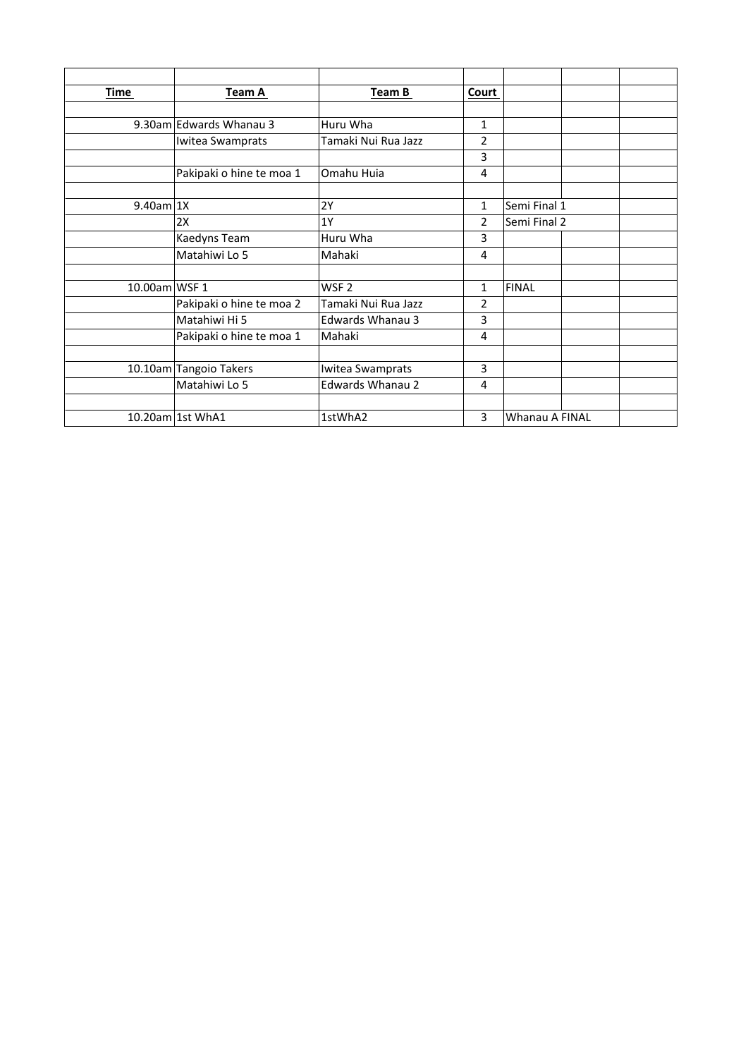| Time | Team A | Team B | Court | | | |
|---|---|---|---|---|---|---|
| | | | | | | |
| 9.30am | Edwards Whanau 3 | Huru Wha | 1 | | | |
| | Iwitea Swamprats | Tamaki Nui Rua Jazz | 2 | | | |
| | | | 3 | | | |
| | Pakipaki o hine te moa 1 | Omahu Huia | 4 | | | |
| | | | | | | |
| 9.40am | 1X | 2Y | 1 | Semi Final 1 | | |
| | 2X | 1Y | 2 | Semi Final 2 | | |
| | Kaedyns Team | Huru Wha | 3 | | | |
| | Matahiwi Lo 5 | Mahaki | 4 | | | |
| | | | | | | |
| 10.00am | WSF 1 | WSF 2 | 1 | FINAL | | |
| | Pakipaki o hine te moa 2 | Tamaki Nui Rua Jazz | 2 | | | |
| | Matahiwi Hi 5 | Edwards Whanau 3 | 3 | | | |
| | Pakipaki o hine te moa 1 | Mahaki | 4 | | | |
| | | | | | | |
| 10.10am | Tangoio Takers | Iwitea Swamprats | 3 | | | |
| | Matahiwi Lo 5 | Edwards Whanau 2 | 4 | | | |
| | | | | | | |
| 10.20am | 1st WhA1 | 1stWhA2 | 3 | Whanau A FINAL | | |